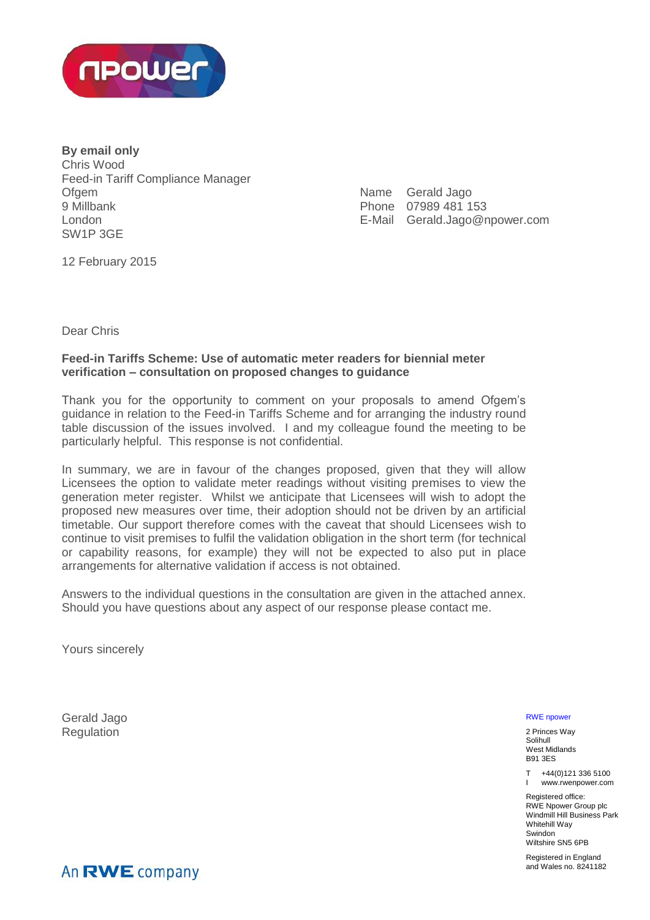**By email only**
Chris Wood
Feed-in Tariff Compliance Manager
Ofgem
9 Millbank
London
SW1P 3GE

Name Gerald Jago
Phone 07989 481 153
E-Mail Gerald.Jago@npower.com

12 February 2015

Dear Chris

**Feed-in Tariffs Scheme: Use of automatic meter readers for biennial meter verification – consultation on proposed changes to guidance**

Thank you for the opportunity to comment on your proposals to amend Ofgem's guidance in relation to the Feed-in Tariffs Scheme and for arranging the industry round table discussion of the issues involved. I and my colleague found the meeting to be particularly helpful. This response is not confidential.

In summary, we are in favour of the changes proposed, given that they will allow Licensees the option to validate meter readings without visiting premises to view the generation meter register. Whilst we anticipate that Licensees will wish to adopt the proposed new measures over time, their adoption should not be driven by an artificial timetable. Our support therefore comes with the caveat that should Licensees wish to continue to visit premises to fulfil the validation obligation in the short term (for technical or capability reasons, for example) they will not be expected to also put in place arrangements for alternative validation if access is not obtained.

Answers to the individual questions in the consultation are given in the attached annex. Should you have questions about any aspect of our response please contact me.

Yours sincerely

Gerald Jago
Regulation

RWE npower

2 Princes Way
Solihull
West Midlands
B91 3ES

T +44(0)121 336 5100
I www.rwenpower.com

Registered office:
RWE Npower Group plc
Windmill Hill Business Park
Whitehill Way
Swindon
Wiltshire SN5 6PB

Registered in England and Wales no. 8241182

An RWE company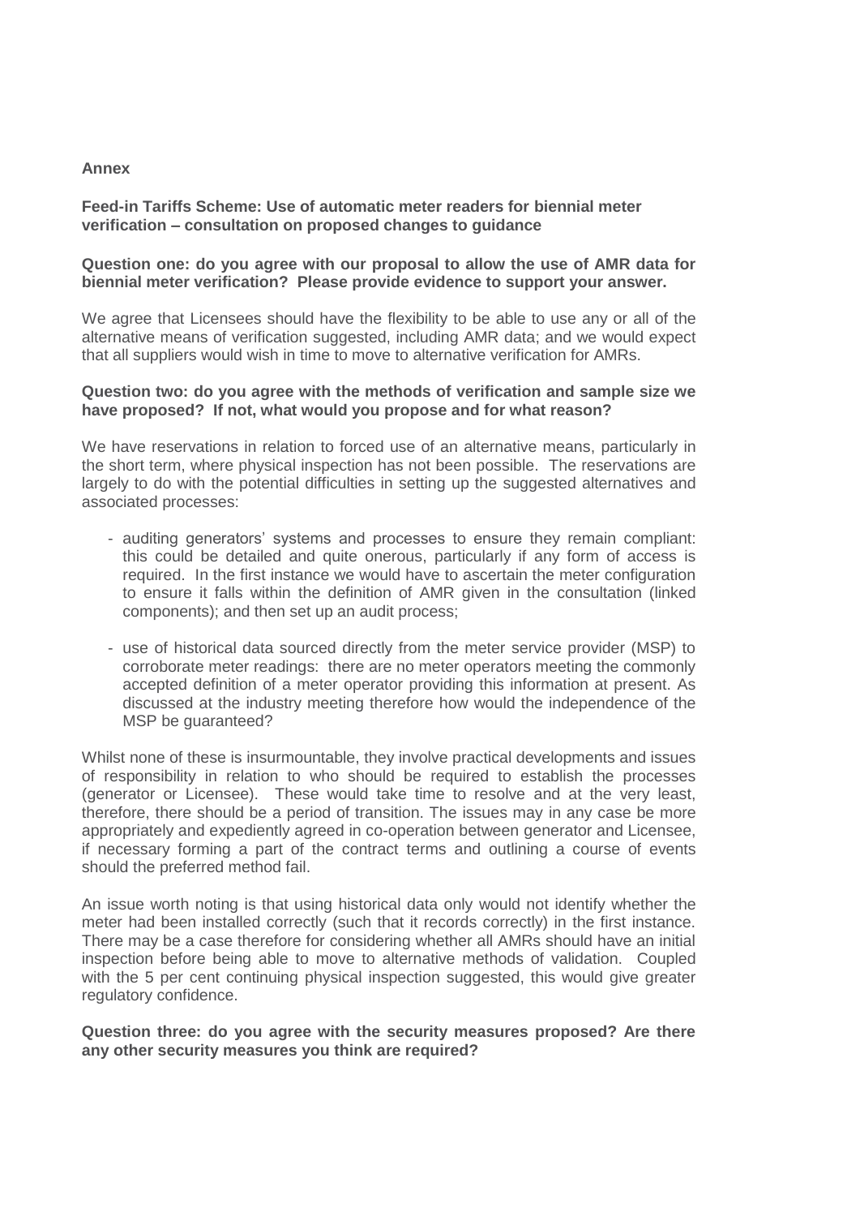**Annex**

**Feed-in Tariffs Scheme: Use of automatic meter readers for biennial meter verification – consultation on proposed changes to guidance**

**Question one: do you agree with our proposal to allow the use of AMR data for biennial meter verification? Please provide evidence to support your answer.**

We agree that Licensees should have the flexibility to be able to use any or all of the alternative means of verification suggested, including AMR data; and we would expect that all suppliers would wish in time to move to alternative verification for AMRs.

**Question two: do you agree with the methods of verification and sample size we have proposed? If not, what would you propose and for what reason?**

We have reservations in relation to forced use of an alternative means, particularly in the short term, where physical inspection has not been possible. The reservations are largely to do with the potential difficulties in setting up the suggested alternatives and associated processes:

- auditing generators' systems and processes to ensure they remain compliant: this could be detailed and quite onerous, particularly if any form of access is required. In the first instance we would have to ascertain the meter configuration to ensure it falls within the definition of AMR given in the consultation (linked components); and then set up an audit process;
- use of historical data sourced directly from the meter service provider (MSP) to corroborate meter readings: there are no meter operators meeting the commonly accepted definition of a meter operator providing this information at present. As discussed at the industry meeting therefore how would the independence of the MSP be guaranteed?

Whilst none of these is insurmountable, they involve practical developments and issues of responsibility in relation to who should be required to establish the processes (generator or Licensee). These would take time to resolve and at the very least, therefore, there should be a period of transition. The issues may in any case be more appropriately and expediently agreed in co-operation between generator and Licensee, if necessary forming a part of the contract terms and outlining a course of events should the preferred method fail.

An issue worth noting is that using historical data only would not identify whether the meter had been installed correctly (such that it records correctly) in the first instance. There may be a case therefore for considering whether all AMRs should have an initial inspection before being able to move to alternative methods of validation. Coupled with the 5 per cent continuing physical inspection suggested, this would give greater regulatory confidence.

**Question three: do you agree with the security measures proposed? Are there any other security measures you think are required?**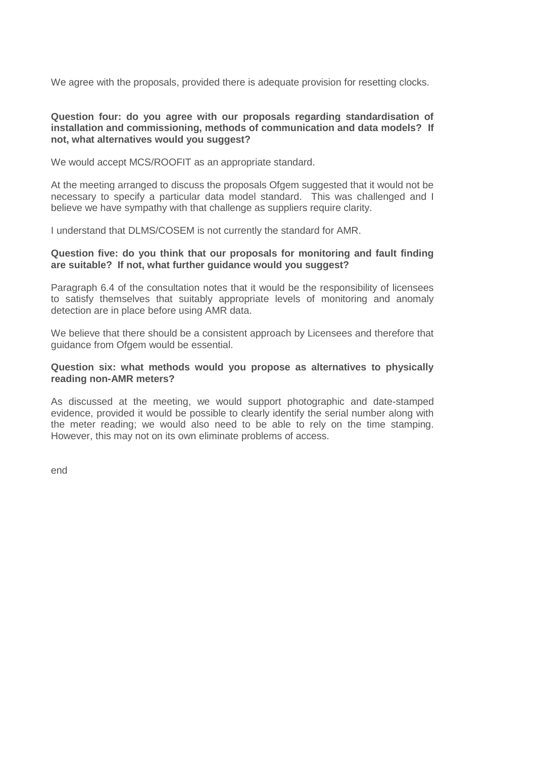We agree with the proposals, provided there is adequate provision for resetting clocks.

**Question four: do you agree with our proposals regarding standardisation of installation and commissioning, methods of communication and data models? If not, what alternatives would you suggest?**

We would accept MCS/ROOFIT as an appropriate standard.

At the meeting arranged to discuss the proposals Ofgem suggested that it would not be necessary to specify a particular data model standard. This was challenged and I believe we have sympathy with that challenge as suppliers require clarity.

I understand that DLMS/COSEM is not currently the standard for AMR.

**Question five: do you think that our proposals for monitoring and fault finding are suitable? If not, what further guidance would you suggest?**

Paragraph 6.4 of the consultation notes that it would be the responsibility of licensees to satisfy themselves that suitably appropriate levels of monitoring and anomaly detection are in place before using AMR data.

We believe that there should be a consistent approach by Licensees and therefore that guidance from Ofgem would be essential.

**Question six: what methods would you propose as alternatives to physically reading non-AMR meters?**

As discussed at the meeting, we would support photographic and date-stamped evidence, provided it would be possible to clearly identify the serial number along with the meter reading; we would also need to be able to rely on the time stamping. However, this may not on its own eliminate problems of access.

end